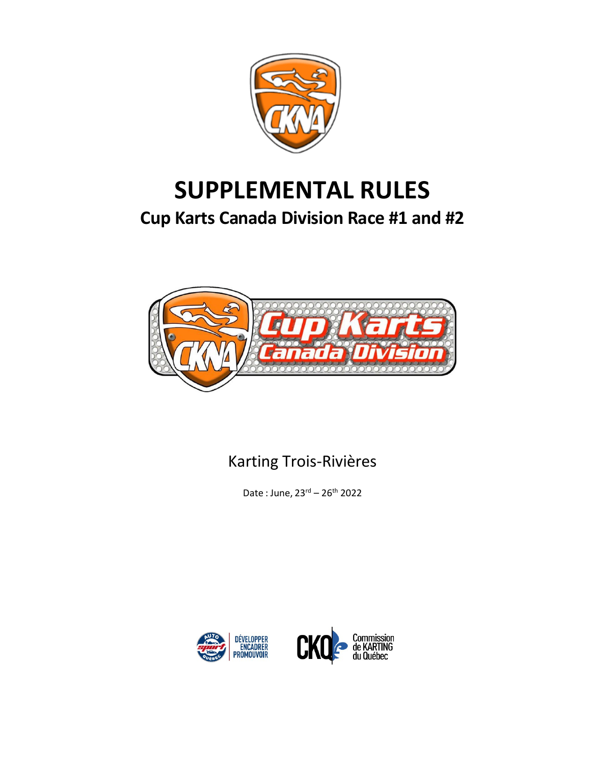# SUPPLEMENTAL RULES

## Cup Karts Canada Division Race #1 and #2

Karting Trois-Rivières

Date : June, 23rd – 26th 2022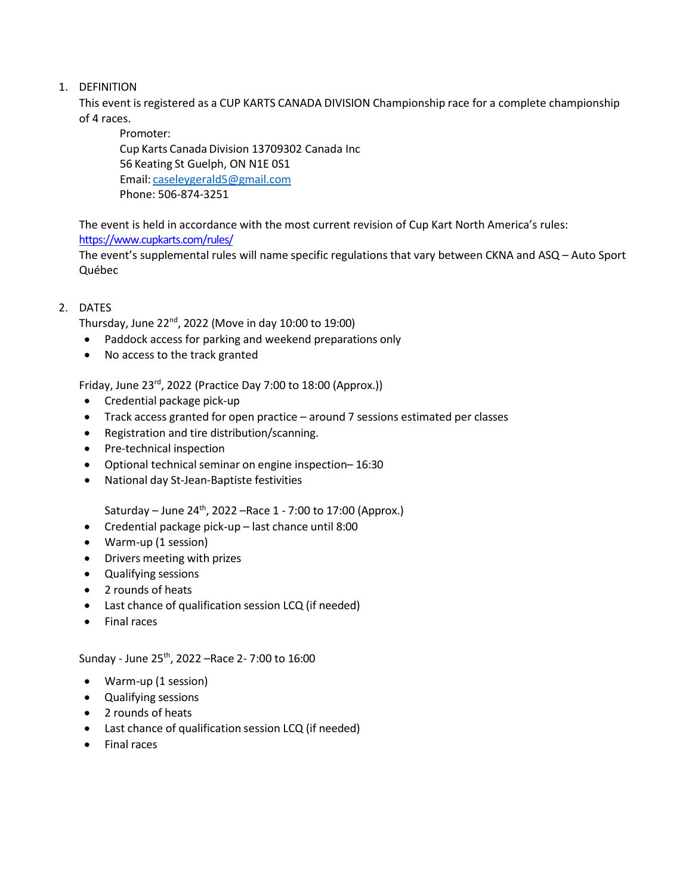1. DEFINITION

   This event is registered as a CUP KARTS CANADA DIVISION Championship race for a complete championship of 4 races.

   Promoter:
   Cup Karts Canada Division 13709302 Canada Inc
   56 Keating St Guelph, ON N1E 0S1
   Email: caseleygerald5@gmail.com
   Phone: 506-874-3251

   The event is held in accordance with the most current revision of Cup Kart North America's rules: https://www.cupkarts.com/rules/

   The event's supplemental rules will name specific regulations that vary between CKNA and ASQ – Auto Sport Québec

2. DATES

   Thursday, June 22nd, 2022 (Move in day 10:00 to 19:00)

   - Paddock access for parking and weekend preparations only
   - No access to the track granted

   Friday, June 23rd, 2022 (Practice Day 7:00 to 18:00 (Approx.))

   - Credential package pick-up
   - Track access granted for open practice – around 7 sessions estimated per classes
   - Registration and tire distribution/scanning.
   - Pre-technical inspection
   - Optional technical seminar on engine inspection– 16:30
   - National day St-Jean-Baptiste festivities

   Saturday – June 24th, 2022 –Race 1 - 7:00 to 17:00 (Approx.)

   - Credential package pick-up – last chance until 8:00
   - Warm-up (1 session)
   - Drivers meeting with prizes
   - Qualifying sessions
   - 2 rounds of heats
   - Last chance of qualification session LCQ (if needed)
   - Final races

   Sunday - June 25th, 2022 –Race 2- 7:00 to 16:00

   - Warm-up (1 session)
   - Qualifying sessions
   - 2 rounds of heats
   - Last chance of qualification session LCQ (if needed)
   - Final races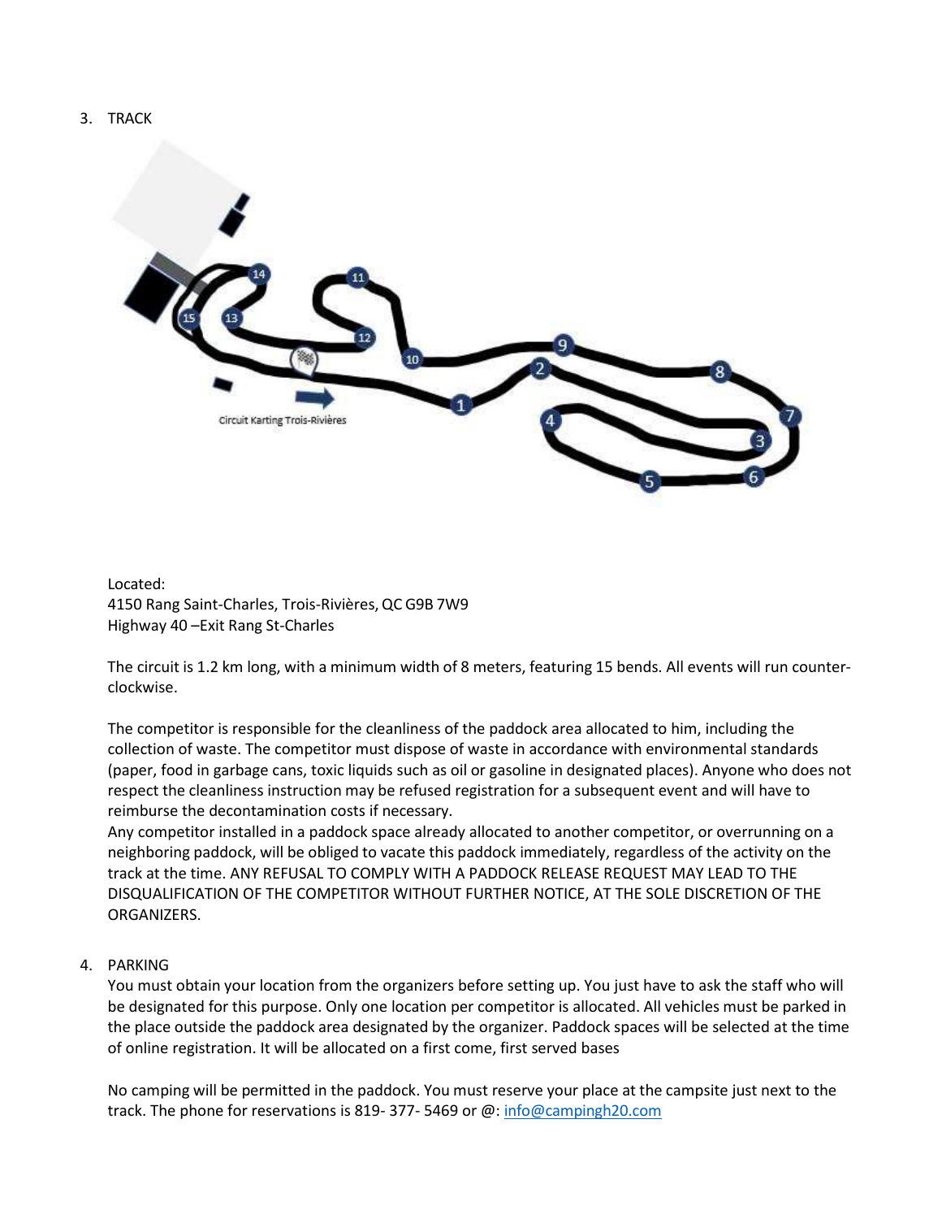3. TRACK

Located:
4150 Rang Saint-Charles, Trois-Rivières, QC G9B 7W9
Highway 40 –Exit Rang St-Charles

The circuit is 1.2 km long, with a minimum width of 8 meters, featuring 15 bends. All events will run counter-clockwise.

The competitor is responsible for the cleanliness of the paddock area allocated to him, including the collection of waste. The competitor must dispose of waste in accordance with environmental standards (paper, food in garbage cans, toxic liquids such as oil or gasoline in designated places). Anyone who does not respect the cleanliness instruction may be refused registration for a subsequent event and will have to reimburse the decontamination costs if necessary.
Any competitor installed in a paddock space already allocated to another competitor, or overrunning on a neighboring paddock, will be obliged to vacate this paddock immediately, regardless of the activity on the track at the time. ANY REFUSAL TO COMPLY WITH A PADDOCK RELEASE REQUEST MAY LEAD TO THE DISQUALIFICATION OF THE COMPETITOR WITHOUT FURTHER NOTICE, AT THE SOLE DISCRETION OF THE ORGANIZERS.

4. PARKING
You must obtain your location from the organizers before setting up. You just have to ask the staff who will be designated for this purpose. Only one location per competitor is allocated. All vehicles must be parked in the place outside the paddock area designated by the organizer. Paddock spaces will be selected at the time of online registration. It will be allocated on a first come, first served bases

No camping will be permitted in the paddock. You must reserve your place at the campsite just next to the track. The phone for reservations is 819- 377- 5469 or @: info@campingh20.com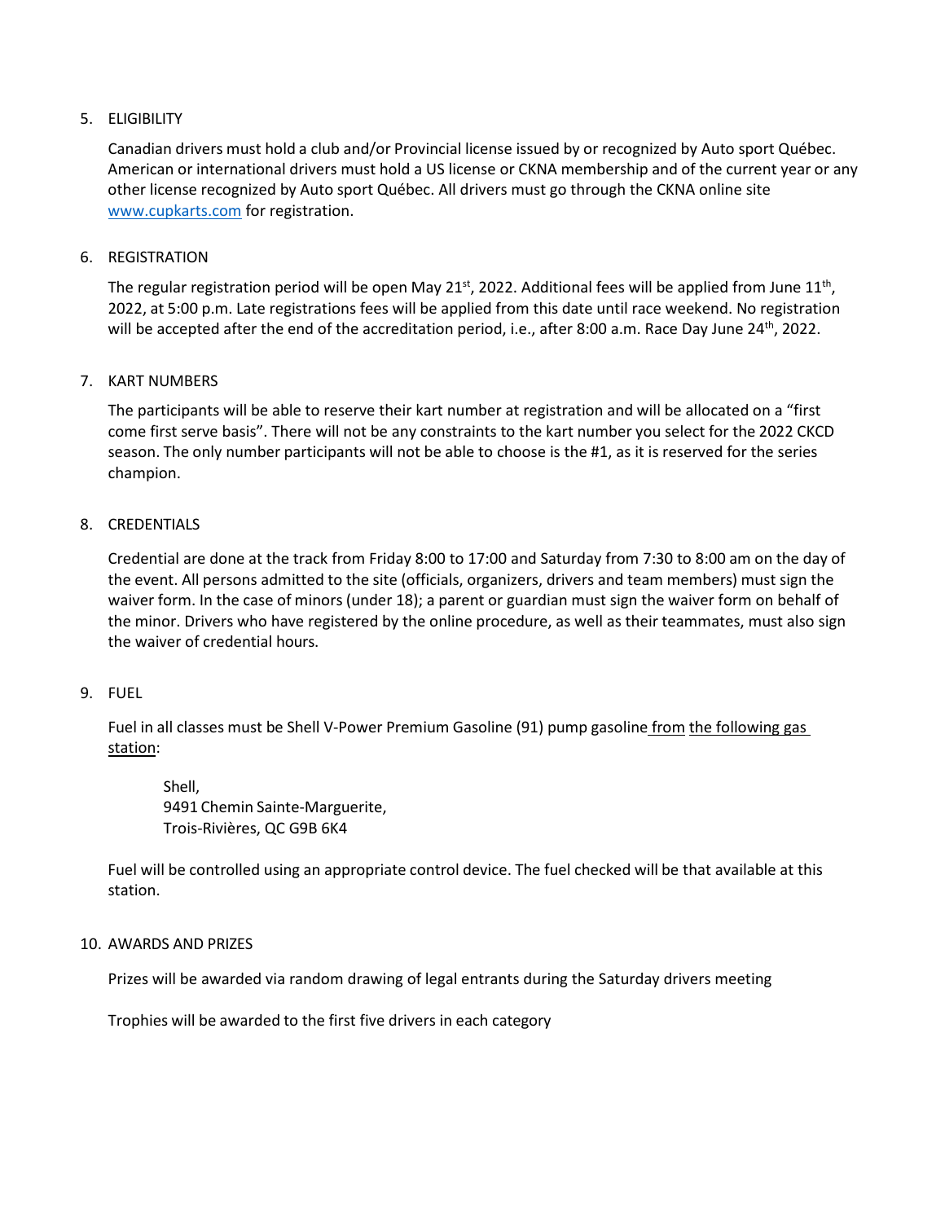5. ELIGIBILITY

   Canadian drivers must hold a club and/or Provincial license issued by or recognized by Auto sport Québec. American or international drivers must hold a US license or CKNA membership and of the current year or any other license recognized by Auto sport Québec. All drivers must go through the CKNA online site www.cupkarts.com for registration.

6. REGISTRATION

   The regular registration period will be open May 21st, 2022. Additional fees will be applied from June 11th, 2022, at 5:00 p.m. Late registrations fees will be applied from this date until race weekend. No registration will be accepted after the end of the accreditation period, i.e., after 8:00 a.m. Race Day June 24th, 2022.

7. KART NUMBERS

   The participants will be able to reserve their kart number at registration and will be allocated on a "first come first serve basis". There will not be any constraints to the kart number you select for the 2022 CKCD season. The only number participants will not be able to choose is the #1, as it is reserved for the series champion.

8. CREDENTIALS

   Credential are done at the track from Friday 8:00 to 17:00 and Saturday from 7:30 to 8:00 am on the day of the event. All persons admitted to the site (officials, organizers, drivers and team members) must sign the waiver form. In the case of minors (under 18); a parent or guardian must sign the waiver form on behalf of the minor. Drivers who have registered by the online procedure, as well as their teammates, must also sign the waiver of credential hours.

9. FUEL

   Fuel in all classes must be Shell V-Power Premium Gasoline (91) pump gasoline from the following gas station:

   > Shell,
   > 9491 Chemin Sainte-Marguerite,
   > Trois-Rivières, QC G9B 6K4

   Fuel will be controlled using an appropriate control device. The fuel checked will be that available at this station.

10. AWARDS AND PRIZES

    Prizes will be awarded via random drawing of legal entrants during the Saturday drivers meeting

    Trophies will be awarded to the first five drivers in each category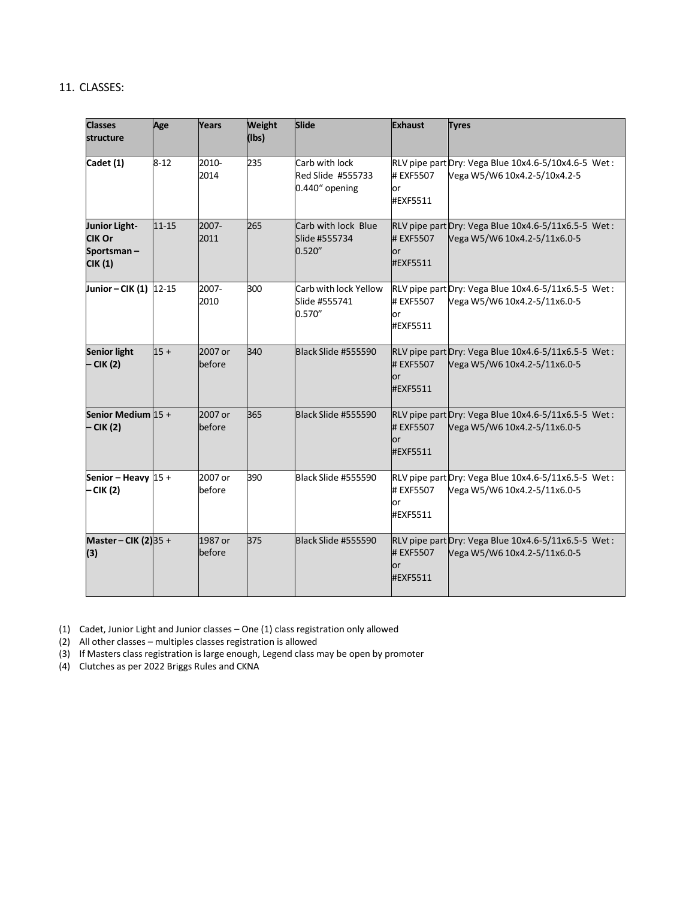11. CLASSES:

| Classes structure | Age | Years | Weight (lbs) | Slide | Exhaust | Tyres |
|---|---|---|---|---|---|---|
| **Cadet (1)** | 8-12 | 2010-2014 | 235 | Carb with lock Red Slide #555733 0.440" opening | RLV pipe part # EXF5507 or #EXF5511 | Dry: Vega Blue 10x4.6-5/10x4.6-5 Wet : Vega W5/W6 10x4.2-5/10x4.2-5 |
| **Junior Light-CIK Or Sportsman – CIK (1)** | 11-15 | 2007-2011 | 265 | Carb with lock Blue Slide #555734 0.520" | RLV pipe part # EXF5507 or #EXF5511 | Dry: Vega Blue 10x4.6-5/11x6.5-5 Wet : Vega W5/W6 10x4.2-5/11x6.0-5 |
| **Junior – CIK (1)** | 12-15 | 2007-2010 | 300 | Carb with lock Yellow Slide #555741 0.570" | RLV pipe part # EXF5507 or #EXF5511 | Dry: Vega Blue 10x4.6-5/11x6.5-5 Wet : Vega W5/W6 10x4.2-5/11x6.0-5 |
| **Senior light – CIK (2)** | 15 + | 2007 or before | 340 | Black Slide #555590 | RLV pipe part # EXF5507 or #EXF5511 | Dry: Vega Blue 10x4.6-5/11x6.5-5 Wet : Vega W5/W6 10x4.2-5/11x6.0-5 |
| **Senior Medium – CIK (2)** | 15 + | 2007 or before | 365 | Black Slide #555590 | RLV pipe part # EXF5507 or #EXF5511 | Dry: Vega Blue 10x4.6-5/11x6.5-5 Wet : Vega W5/W6 10x4.2-5/11x6.0-5 |
| **Senior – Heavy – CIK (2)** | 15 + | 2007 or before | 390 | Black Slide #555590 | RLV pipe part # EXF5507 or #EXF5511 | Dry: Vega Blue 10x4.6-5/11x6.5-5 Wet : Vega W5/W6 10x4.2-5/11x6.0-5 |
| **Master – CIK (2) (3)** | 35 + | 1987 or before | 375 | Black Slide #555590 | RLV pipe part # EXF5507 or #EXF5511 | Dry: Vega Blue 10x4.6-5/11x6.5-5 Wet : Vega W5/W6 10x4.2-5/11x6.0-5 |

(1) Cadet, Junior Light and Junior classes – One (1) class registration only allowed
(2) All other classes – multiples classes registration is allowed
(3) If Masters class registration is large enough, Legend class may be open by promoter
(4) Clutches as per 2022 Briggs Rules and CKNA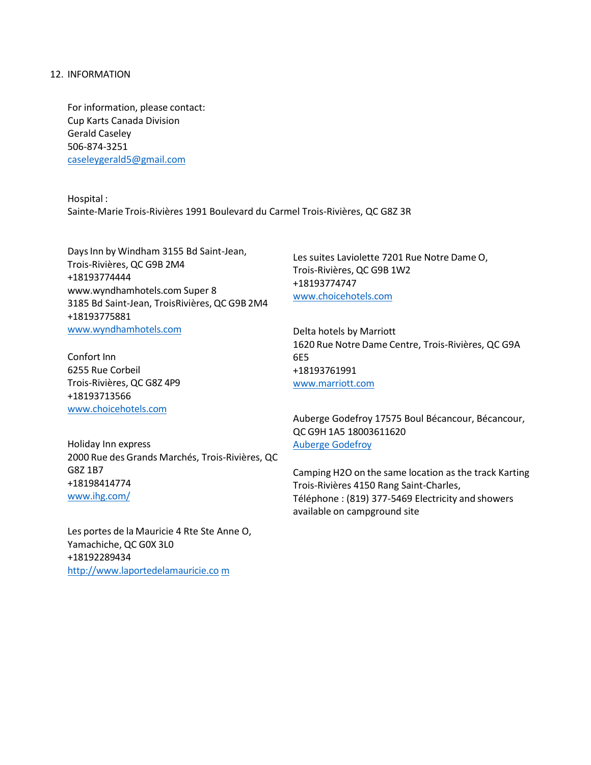## 12. INFORMATION

For information, please contact:
Cup Karts Canada Division
Gerald Caseley
506-874-3251
caseleygerald5@gmail.com

Hospital :
Sainte-Marie Trois-Rivières 1991 Boulevard du Carmel Trois-Rivières, QC G8Z 3R

Days Inn by Windham 3155 Bd Saint-Jean,
Trois-Rivières, QC G9B 2M4
+18193774444
www.wyndhamhotels.com Super 8
3185 Bd Saint-Jean, TroisRivières, QC G9B 2M4
+18193775881
www.wyndhamhotels.com

Confort Inn
6255 Rue Corbeil
Trois-Rivières, QC G8Z 4P9
+18193713566
www.choicehotels.com

Holiday Inn express
2000 Rue des Grands Marchés, Trois-Rivières, QC G8Z 1B7
+18198414774
www.ihg.com/

Les portes de la Mauricie 4 Rte Ste Anne O,
Yamachiche, QC G0X 3L0
+18192289434
http://www.laportedelamauricie.co m

Les suites Laviolette 7201 Rue Notre Dame O,
Trois-Rivières, QC G9B 1W2
+18193774747
www.choicehotels.com

Delta hotels by Marriott
1620 Rue Notre Dame Centre, Trois-Rivières, QC G9A 6E5
+18193761991
www.marriott.com

Auberge Godefroy 17575 Boul Bécancour, Bécancour, QC G9H 1A5 18003611620
Auberge Godefroy

Camping H2O on the same location as the track Karting Trois-Rivières 4150 Rang Saint-Charles,
Téléphone : (819) 377-5469 Electricity and showers available on campground site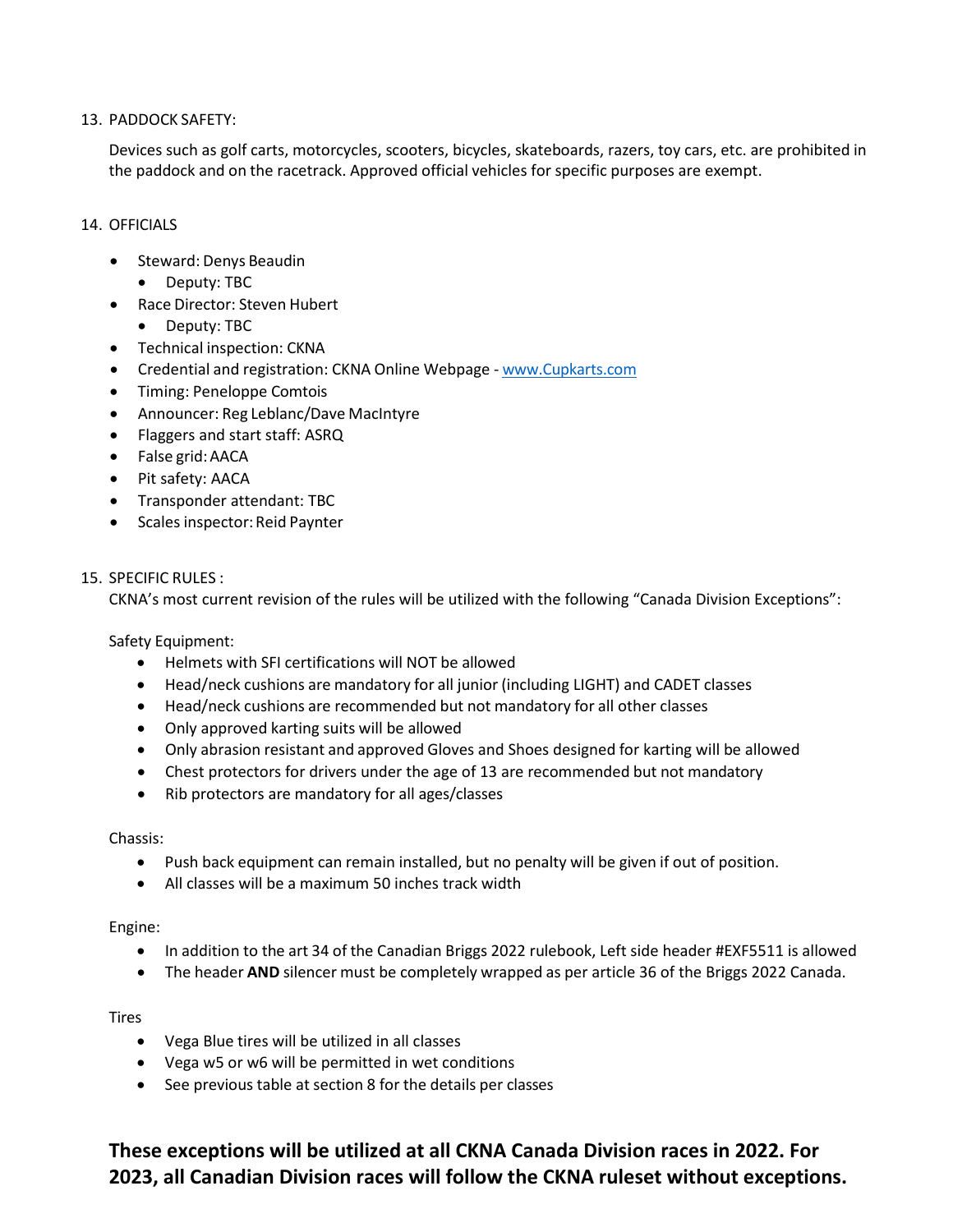13. PADDOCK SAFETY:

    Devices such as golf carts, motorcycles, scooters, bicycles, skateboards, razers, toy cars, etc. are prohibited in the paddock and on the racetrack. Approved official vehicles for specific purposes are exempt.

14. OFFICIALS

    - Steward: Denys Beaudin
      - Deputy: TBC
    - Race Director: Steven Hubert
      - Deputy: TBC
    - Technical inspection: CKNA
    - Credential and registration: CKNA Online Webpage - www.Cupkarts.com
    - Timing: Peneloppe Comtois
    - Announcer: Reg Leblanc/Dave MacIntyre
    - Flaggers and start staff: ASRQ
    - False grid: AACA
    - Pit safety: AACA
    - Transponder attendant: TBC
    - Scales inspector: Reid Paynter

15. SPECIFIC RULES :

    CKNA's most current revision of the rules will be utilized with the following "Canada Division Exceptions":

    Safety Equipment:
    - Helmets with SFI certifications will NOT be allowed
    - Head/neck cushions are mandatory for all junior (including LIGHT) and CADET classes
    - Head/neck cushions are recommended but not mandatory for all other classes
    - Only approved karting suits will be allowed
    - Only abrasion resistant and approved Gloves and Shoes designed for karting will be allowed
    - Chest protectors for drivers under the age of 13 are recommended but not mandatory
    - Rib protectors are mandatory for all ages/classes

    Chassis:
    - Push back equipment can remain installed, but no penalty will be given if out of position.
    - All classes will be a maximum 50 inches track width

    Engine:
    - In addition to the art 34 of the Canadian Briggs 2022 rulebook, Left side header #EXF5511 is allowed
    - The header **AND** silencer must be completely wrapped as per article 36 of the Briggs 2022 Canada.

    Tires
    - Vega Blue tires will be utilized in all classes
    - Vega w5 or w6 will be permitted in wet conditions
    - See previous table at section 8 for the details per classes

**These exceptions will be utilized at all CKNA Canada Division races in 2022. For 2023, all Canadian Division races will follow the CKNA ruleset without exceptions.**